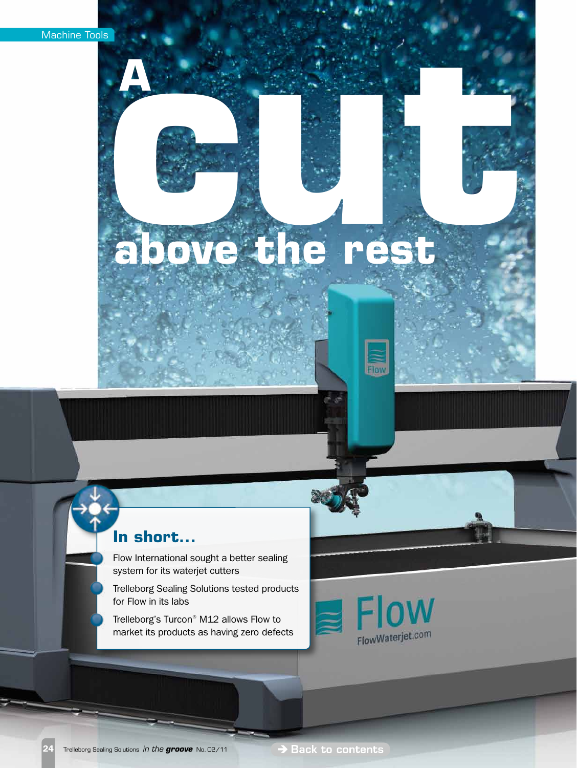Machine Tools

# A cut above the rest

## In short...

- Flow International sought a better sealing system for its waterjet cutters
- Trelleborg Sealing Solutions tested products for Flow in its labs
- Trelleborg's Turcon® M12 allows Flow to market its products as having zero defects

→ Back to contents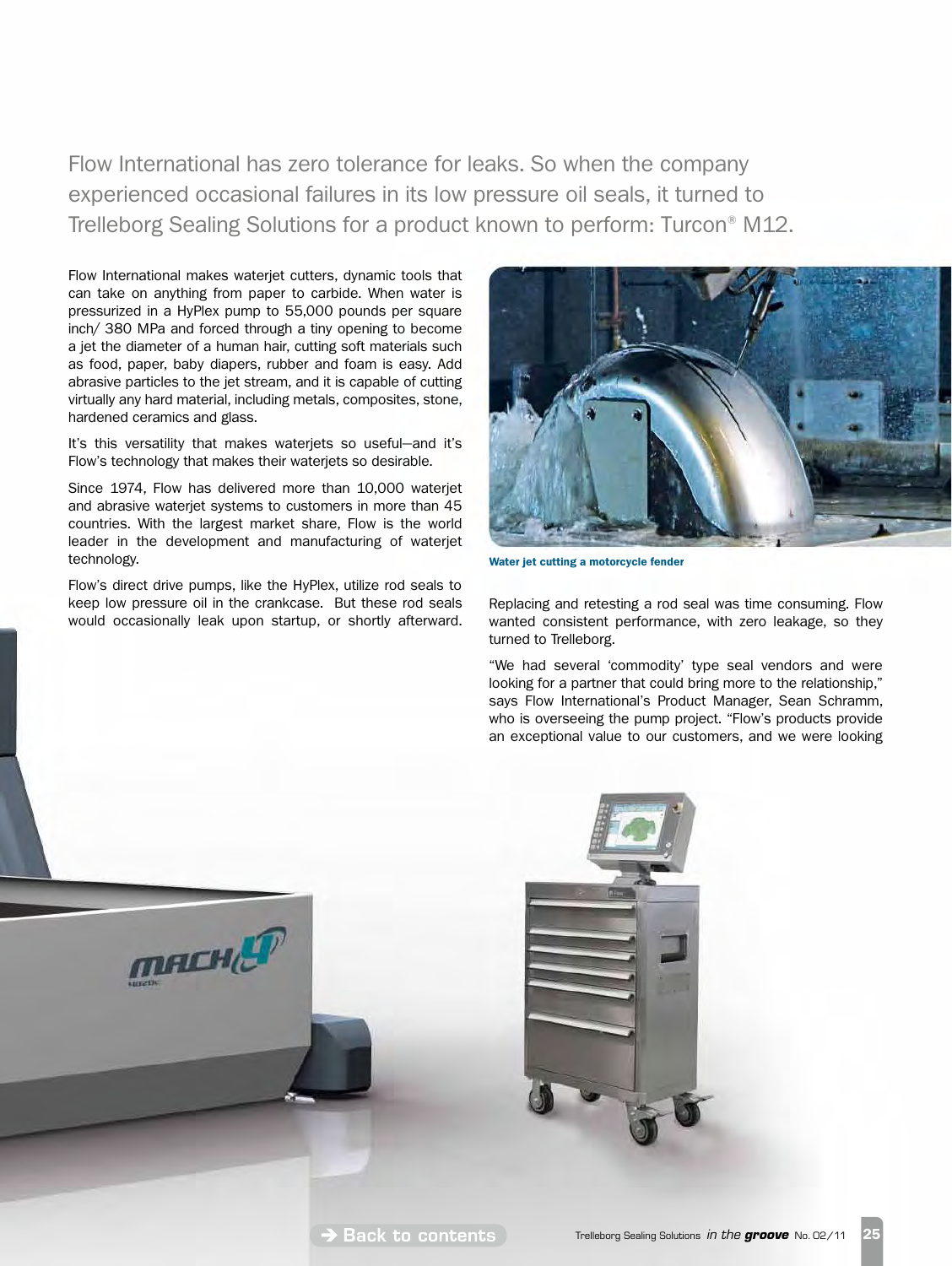Flow International has zero tolerance for leaks. So when the company experienced occasional failures in its low pressure oil seals, it turned to Trelleborg Sealing Solutions for a product known to perform: Turcon® M12.

Flow International makes waterjet cutters, dynamic tools that can take on anything from paper to carbide. When water is pressurized in a HyPlex pump to 55,000 pounds per square inch/ 380 MPa and forced through a tiny opening to become a jet the diameter of a human hair, cutting soft materials such as food, paper, baby diapers, rubber and foam is easy. Add abrasive particles to the jet stream, and it is capable of cutting virtually any hard material, including metals, composites, stone, hardened ceramics and glass.

It's this versatility that makes waterjets so useful—and it's Flow's technology that makes their waterjets so desirable.

Since 1974, Flow has delivered more than 10,000 waterjet and abrasive waterjet systems to customers in more than 45 countries. With the largest market share, Flow is the world leader in the development and manufacturing of waterjet technology.

Flow's direct drive pumps, like the HyPlex, utilize rod seals to keep low pressure oil in the crankcase. But these rod seals would occasionally leak upon startup, or shortly afterward.

**Water jet cutting a motorcycle fender**

Replacing and retesting a rod seal was time consuming. Flow wanted consistent performance, with zero leakage, so they turned to Trelleborg.

"We had several 'commodity' type seal vendors and were looking for a partner that could bring more to the relationship," says Flow International's Product Manager, Sean Schramm, who is overseeing the pump project. "Flow's products provide an exceptional value to our customers, and we were looking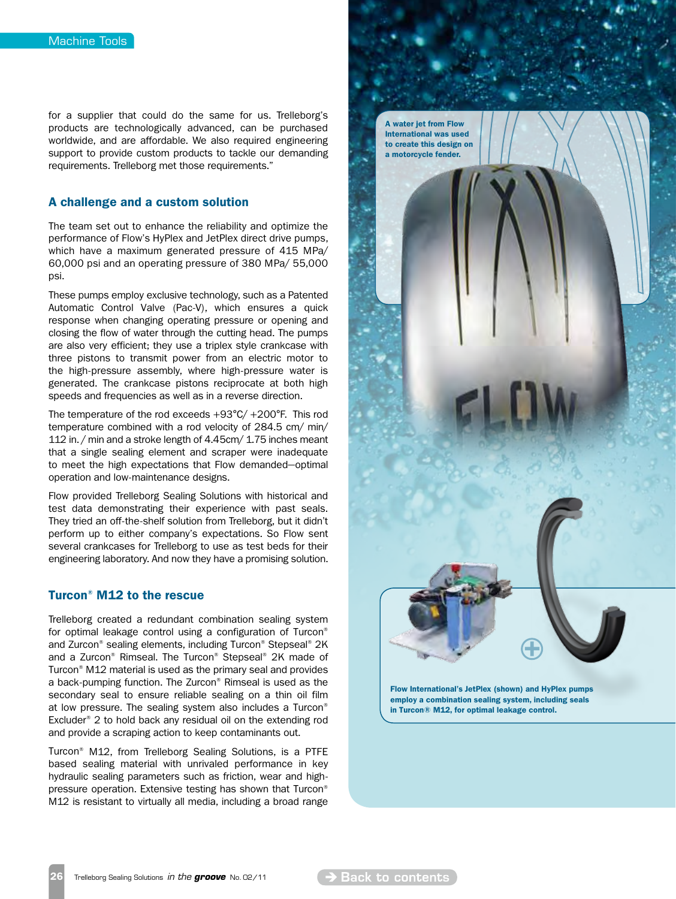for a supplier that could do the same for us. Trelleborg's products are technologically advanced, can be purchased worldwide, and are affordable. We also required engineering support to provide custom products to tackle our demanding requirements. Trelleborg met those requirements."

## A challenge and a custom solution

The team set out to enhance the reliability and optimize the performance of Flow's HyPlex and JetPlex direct drive pumps, which have a maximum generated pressure of 415 MPa/ 60,000 psi and an operating pressure of 380 MPa/ 55,000 psi.

These pumps employ exclusive technology, such as a Patented Automatic Control Valve (Pac-V), which ensures a quick response when changing operating pressure or opening and closing the flow of water through the cutting head. The pumps are also very efficient; they use a triplex style crankcase with three pistons to transmit power from an electric motor to the high-pressure assembly, where high-pressure water is generated. The crankcase pistons reciprocate at both high speeds and frequencies as well as in a reverse direction.

The temperature of the rod exceeds +93°C/ +200°F. This rod temperature combined with a rod velocity of 284.5 cm/ min/ 112 in. / min and a stroke length of 4.45cm/ 1.75 inches meant that a single sealing element and scraper were inadequate to meet the high expectations that Flow demanded—optimal operation and low-maintenance designs.

Flow provided Trelleborg Sealing Solutions with historical and test data demonstrating their experience with past seals. They tried an off-the-shelf solution from Trelleborg, but it didn't perform up to either company's expectations. So Flow sent several crankcases for Trelleborg to use as test beds for their engineering laboratory. And now they have a promising solution.

## Turcon® M12 to the rescue

Trelleborg created a redundant combination sealing system for optimal leakage control using a configuration of Turcon® and Zurcon® sealing elements, including Turcon® Stepseal® 2K and a Zurcon® Rimseal. The Turcon® Stepseal® 2K made of Turcon® M12 material is used as the primary seal and provides a back-pumping function. The Zurcon® Rimseal is used as the secondary seal to ensure reliable sealing on a thin oil film at low pressure. The sealing system also includes a Turcon® Excluder® 2 to hold back any residual oil on the extending rod and provide a scraping action to keep contaminants out.

Turcon® M12, from Trelleborg Sealing Solutions, is a PTFE based sealing material with unrivaled performance in key hydraulic sealing parameters such as friction, wear and high-pressure operation. Extensive testing has shown that Turcon® M12 is resistant to virtually all media, including a broad range

**A water jet from Flow International was used to create this design on a motorcycle fender.**

**Flow International's JetPlex (shown) and HyPlex pumps employ a combination sealing system, including seals in Turcon® M12, for optimal leakage control.**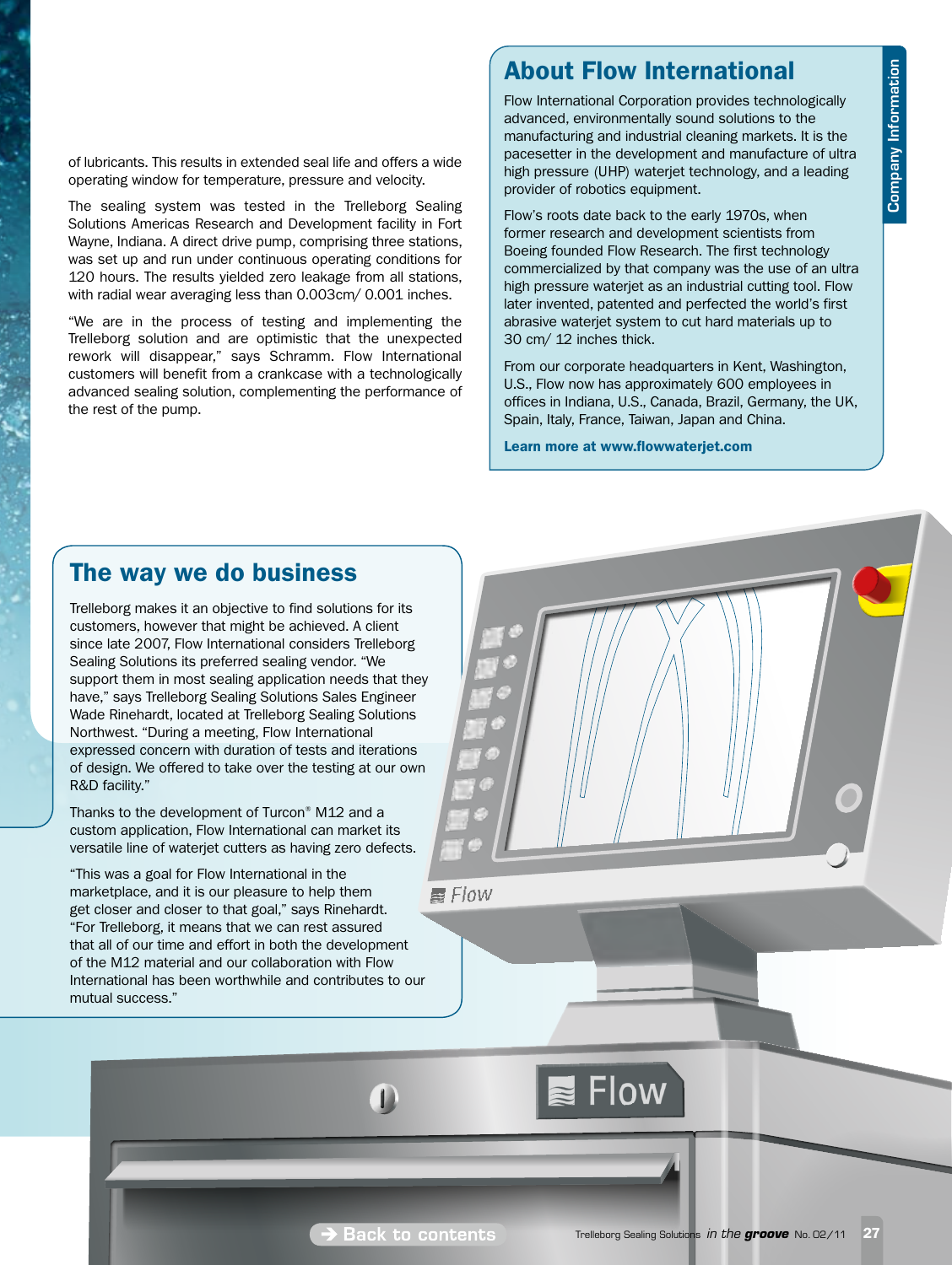of lubricants. This results in extended seal life and offers a wide operating window for temperature, pressure and velocity.

The sealing system was tested in the Trelleborg Sealing Solutions Americas Research and Development facility in Fort Wayne, Indiana. A direct drive pump, comprising three stations, was set up and run under continuous operating conditions for 120 hours. The results yielded zero leakage from all stations, with radial wear averaging less than 0.003cm/ 0.001 inches.

“We are in the process of testing and implementing the Trelleborg solution and are optimistic that the unexpected rework will disappear,” says Schramm. Flow International customers will benefit from a crankcase with a technologically advanced sealing solution, complementing the performance of the rest of the pump.

## About Flow International

*Company Information*

Flow International Corporation provides technologically advanced, environmentally sound solutions to the manufacturing and industrial cleaning markets. It is the pacesetter in the development and manufacture of ultra high pressure (UHP) waterjet technology, and a leading provider of robotics equipment.

Flow’s roots date back to the early 1970s, when former research and development scientists from Boeing founded Flow Research. The first technology commercialized by that company was the use of an ultra high pressure waterjet as an industrial cutting tool. Flow later invented, patented and perfected the world’s first abrasive waterjet system to cut hard materials up to 30 cm/ 12 inches thick.

From our corporate headquarters in Kent, Washington, U.S., Flow now has approximately 600 employees in offices in Indiana, U.S., Canada, Brazil, Germany, the UK, Spain, Italy, France, Taiwan, Japan and China.

**Learn more at www.flowwaterjet.com**

## The way we do business

Trelleborg makes it an objective to find solutions for its customers, however that might be achieved. A client since late 2007, Flow International considers Trelleborg Sealing Solutions its preferred sealing vendor. “We support them in most sealing application needs that they have,” says Trelleborg Sealing Solutions Sales Engineer Wade Rinehardt, located at Trelleborg Sealing Solutions Northwest. “During a meeting, Flow International expressed concern with duration of tests and iterations of design. We offered to take over the testing at our own R&D facility.”

Thanks to the development of Turcon® M12 and a custom application, Flow International can market its versatile line of waterjet cutters as having zero defects.

“This was a goal for Flow International in the marketplace, and it is our pleasure to help them get closer and closer to that goal,” says Rinehardt. “For Trelleborg, it means that we can rest assured that all of our time and effort in both the development of the M12 material and our collaboration with Flow International has been worthwhile and contributes to our mutual success.”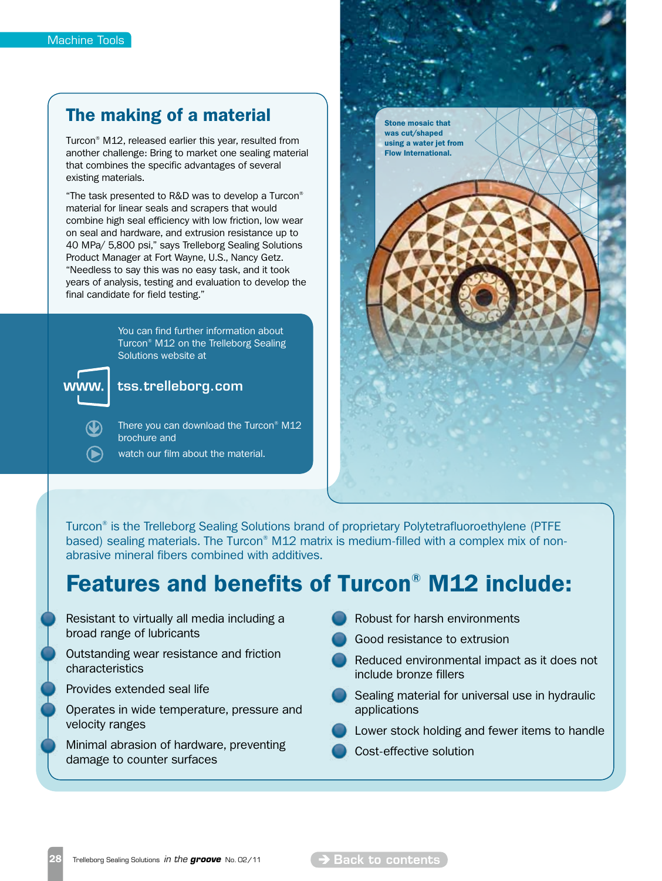## The making of a material

Turcon® M12, released earlier this year, resulted from another challenge: Bring to market one sealing material that combines the specific advantages of several existing materials.

"The task presented to R&D was to develop a Turcon® material for linear seals and scrapers that would combine high seal efficiency with low friction, low wear on seal and hardware, and extrusion resistance up to 40 MPa/ 5,800 psi," says Trelleborg Sealing Solutions Product Manager at Fort Wayne, U.S., Nancy Getz. "Needless to say this was no easy task, and it took years of analysis, testing and evaluation to develop the final candidate for field testing."

You can find further information about Turcon® M12 on the Trelleborg Sealing Solutions website at

www. **tss.trelleborg.com**

There you can download the Turcon® M12 brochure and

watch our film about the material.

**Stone mosaic that was cut/shaped using a water jet from Flow International.**

Turcon® is the Trelleborg Sealing Solutions brand of proprietary Polytetrafluoroethylene (PTFE based) sealing materials. The Turcon® M12 matrix is medium-filled with a complex mix of non-abrasive mineral fibers combined with additives.

## Features and benefits of Turcon® M12 include:

- Resistant to virtually all media including a broad range of lubricants
- Outstanding wear resistance and friction characteristics
- Provides extended seal life
- Operates in wide temperature, pressure and velocity ranges
- Minimal abrasion of hardware, preventing damage to counter surfaces
- Robust for harsh environments
- Good resistance to extrusion
- Reduced environmental impact as it does not include bronze fillers
- Sealing material for universal use in hydraulic applications
- Lower stock holding and fewer items to handle
- Cost-effective solution